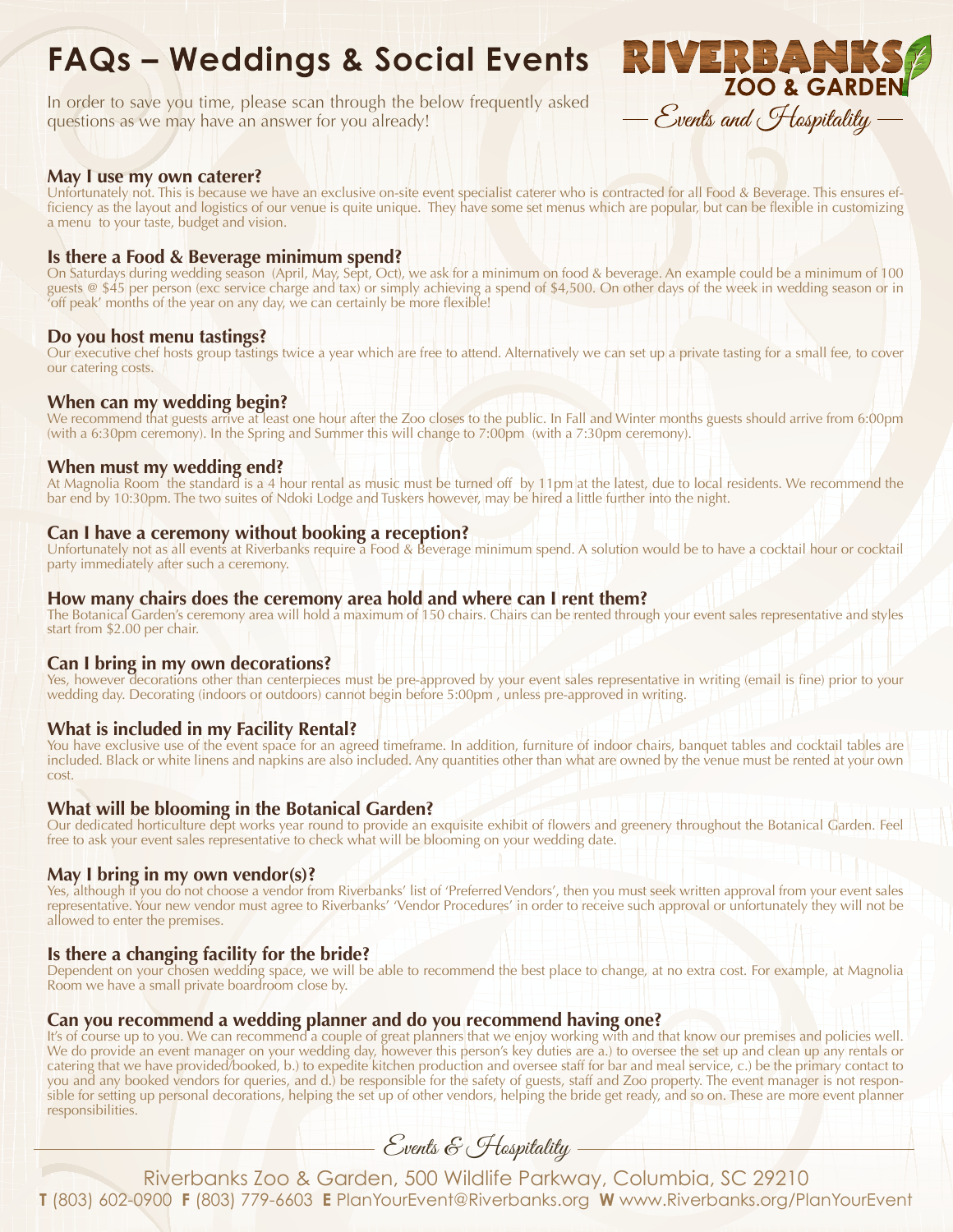# FAQs – Weddings & Social Events

RIVERBANKS ZOO & GARDEN
— Events and Hospitality —

In order to save you time, please scan through the below frequently asked questions as we may have an answer for you already!

## May I use my own caterer?

Unfortunately not. This is because we have an exclusive on-site event specialist caterer who is contracted for all Food & Beverage. This ensures efficiency as the layout and logistics of our venue is quite unique. They have some set menus which are popular, but can be flexible in customizing a menu to your taste, budget and vision.

## Is there a Food & Beverage minimum spend?

On Saturdays during wedding season (April, May, Sept, Oct), we ask for a minimum on food & beverage. An example could be a minimum of 100 guests @ $45 per person (exc service charge and tax) or simply achieving a spend of $4,500. On other days of the week in wedding season or in 'off peak' months of the year on any day, we can certainly be more flexible!

## Do you host menu tastings?

Our executive chef hosts group tastings twice a year which are free to attend. Alternatively we can set up a private tasting for a small fee, to cover our catering costs.

## When can my wedding begin?

We recommend that guests arrive at least one hour after the Zoo closes to the public. In Fall and Winter months guests should arrive from 6:00pm (with a 6:30pm ceremony). In the Spring and Summer this will change to 7:00pm (with a 7:30pm ceremony).

## When must my wedding end?

At Magnolia Room the standard is a 4 hour rental as music must be turned off by 11pm at the latest, due to local residents. We recommend the bar end by 10:30pm. The two suites of Ndoki Lodge and Tuskers however, may be hired a little further into the night.

## Can I have a ceremony without booking a reception?

Unfortunately not as all events at Riverbanks require a Food & Beverage minimum spend. A solution would be to have a cocktail hour or cocktail party immediately after such a ceremony.

## How many chairs does the ceremony area hold and where can I rent them?

The Botanical Garden's ceremony area will hold a maximum of 150 chairs. Chairs can be rented through your event sales representative and styles start from $2.00 per chair.

## Can I bring in my own decorations?

Yes, however decorations other than centerpieces must be pre-approved by your event sales representative in writing (email is fine) prior to your wedding day. Decorating (indoors or outdoors) cannot begin before 5:00pm , unless pre-approved in writing.

## What is included in my Facility Rental?

You have exclusive use of the event space for an agreed timeframe. In addition, furniture of indoor chairs, banquet tables and cocktail tables are included. Black or white linens and napkins are also included. Any quantities other than what are owned by the venue must be rented at your own cost.

## What will be blooming in the Botanical Garden?

Our dedicated horticulture dept works year round to provide an exquisite exhibit of flowers and greenery throughout the Botanical Garden. Feel free to ask your event sales representative to check what will be blooming on your wedding date.

## May I bring in my own vendor(s)?

Yes, although if you do not choose a vendor from Riverbanks' list of 'Preferred Vendors', then you must seek written approval from your event sales representative. Your new vendor must agree to Riverbanks' 'Vendor Procedures' in order to receive such approval or unfortunately they will not be allowed to enter the premises.

## Is there a changing facility for the bride?

Dependent on your chosen wedding space, we will be able to recommend the best place to change, at no extra cost. For example, at Magnolia Room we have a small private boardroom close by.

## Can you recommend a wedding planner and do you recommend having one?

It's of course up to you. We can recommend a couple of great planners that we enjoy working with and that know our premises and policies well. We do provide an event manager on your wedding day, however this person's key duties are a.) to oversee the set up and clean up any rentals or catering that we have provided/booked, b.) to expedite kitchen production and oversee staff for bar and meal service, c.) be the primary contact to you and any booked vendors for queries, and d.) be responsible for the safety of guests, staff and Zoo property. The event manager is not responsible for setting up personal decorations, helping the set up of other vendors, helping the bride get ready, and so on. These are more event planner responsibilities.

Events & Hospitality

Riverbanks Zoo & Garden, 500 Wildlife Parkway, Columbia, SC 29210
**T** (803) 602-0900 **F** (803) 779-6603 **E** PlanYourEvent@Riverbanks.org **W** www.Riverbanks.org/PlanYourEvent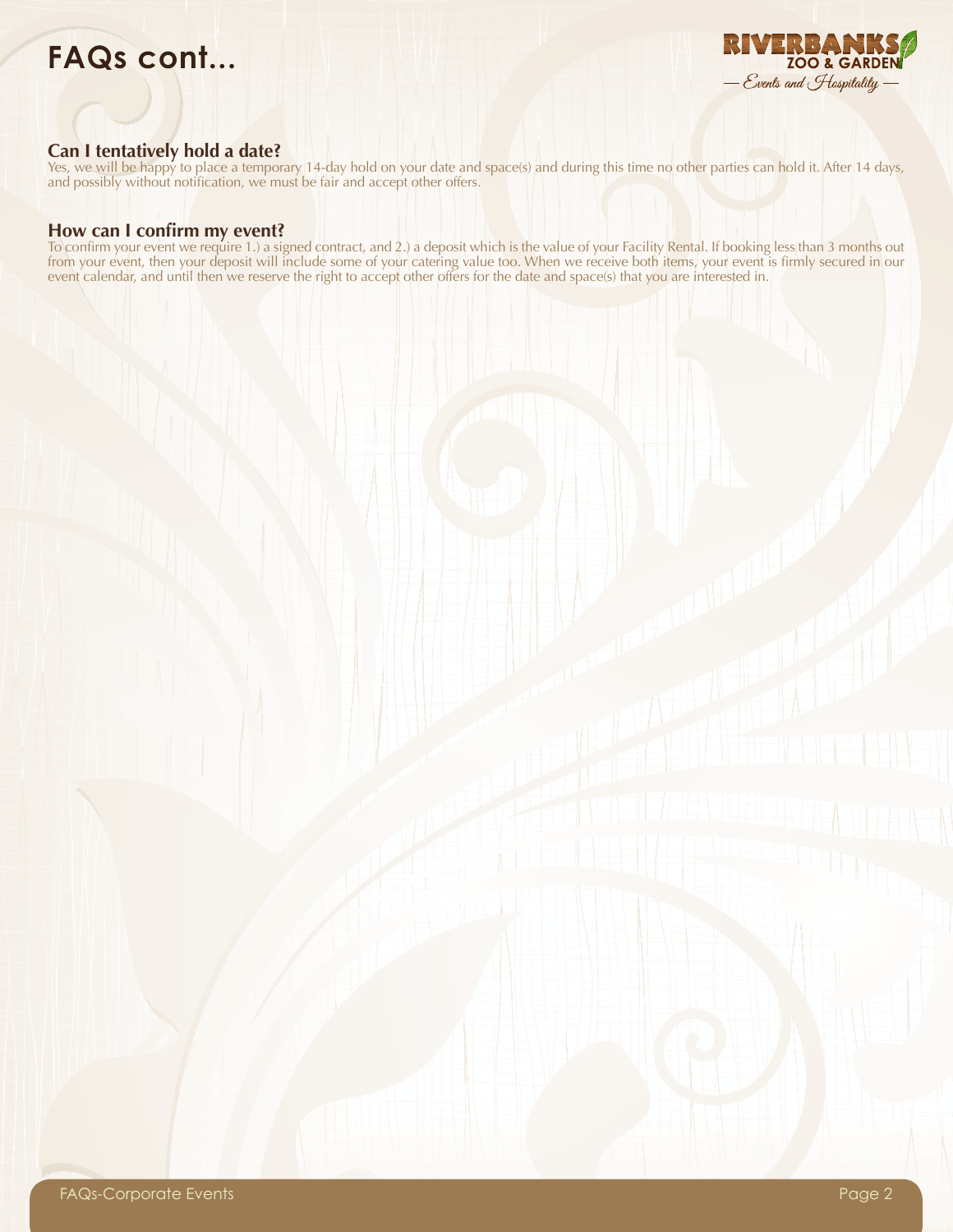# FAQs cont...

RIVERBANKS ZOO & GARDEN
— Events and Hospitality —

### Can I tentatively hold a date?

Yes, we will be happy to place a temporary 14-day hold on your date and space(s) and during this time no other parties can hold it. After 14 days, and possibly without notification, we must be fair and accept other offers.

### How can I confirm my event?

To confirm your event we require 1.) a signed contract, and 2.) a deposit which is the value of your Facility Rental. If booking less than 3 months out from your event, then your deposit will include some of your catering value too. When we receive both items, your event is firmly secured in our event calendar, and until then we reserve the right to accept other offers for the date and space(s) that you are interested in.